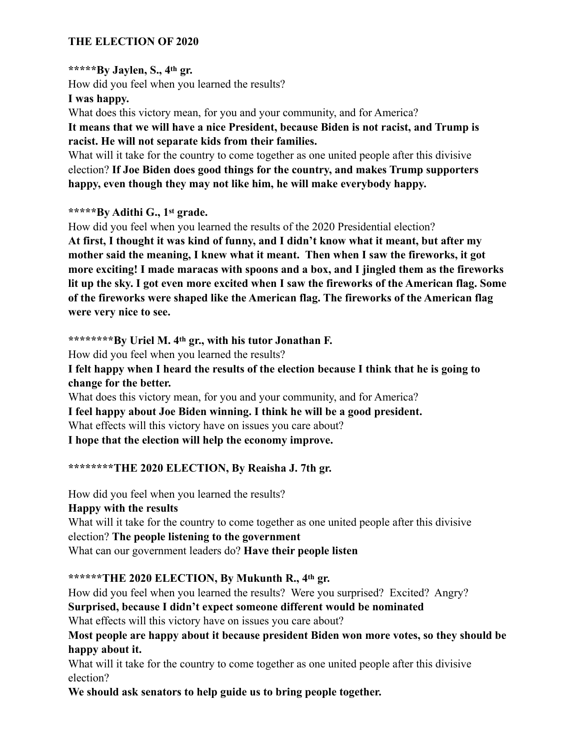**THE ELECTION OF 2020**

**\*\*\*\*\*By Jaylen, S., 4th gr.**

How did you feel when you learned the results?

**I was happy.**

What does this victory mean, for you and your community, and for America?

**It means that we will have a nice President, because Biden is not racist, and Trump is racist. He will not separate kids from their families.**

What will it take for the country to come together as one united people after this divisive election? **If Joe Biden does good things for the country, and makes Trump supporters happy, even though they may not like him, he will make everybody happy.**

**\*\*\*\*\*By Adithi G., 1st grade.**

How did you feel when you learned the results of the 2020 Presidential election?

**At first, I thought it was kind of funny, and I didn't know what it meant, but after my mother said the meaning, I knew what it meant. Then when I saw the fireworks, it got more exciting! I made maracas with spoons and a box, and I jingled them as the fireworks lit up the sky. I got even more excited when I saw the fireworks of the American flag. Some of the fireworks were shaped like the American flag. The fireworks of the American flag were very nice to see.**

**\*\*\*\*\*\*\*\*By Uriel M. 4th gr., with his tutor Jonathan F.**

How did you feel when you learned the results?

**I felt happy when I heard the results of the election because I think that he is going to change for the better.**

What does this victory mean, for you and your community, and for America?

**I feel happy about Joe Biden winning. I think he will be a good president.**

What effects will this victory have on issues you care about?

**I hope that the election will help the economy improve.**

**\*\*\*\*\*\*\*\*THE 2020 ELECTION, By Reaisha J. 7th gr.**

How did you feel when you learned the results?

**Happy with the results**

What will it take for the country to come together as one united people after this divisive election? **The people listening to the government**

What can our government leaders do? **Have their people listen**

**\*\*\*\*\*\*THE 2020 ELECTION, By Mukunth R., 4th gr.**

How did you feel when you learned the results? Were you surprised? Excited? Angry?

**Surprised, because I didn't expect someone different would be nominated**

What effects will this victory have on issues you care about?

**Most people are happy about it because president Biden won more votes, so they should be happy about it.**

What will it take for the country to come together as one united people after this divisive election?

**We should ask senators to help guide us to bring people together.**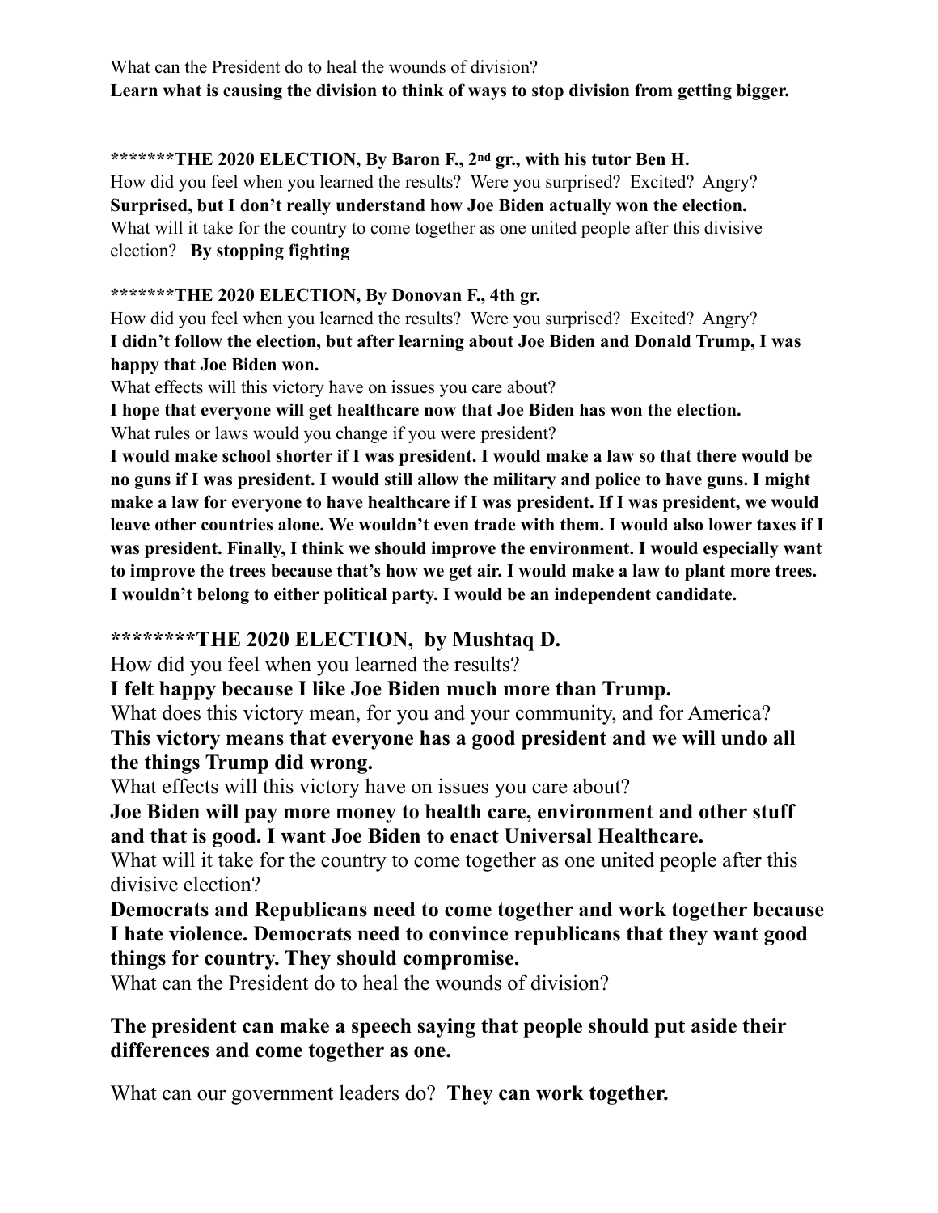What can the President do to heal the wounds of division?
**Learn what is causing the division to think of ways to stop division from getting bigger.**

**\*\*\*\*\*\*\*THE 2020 ELECTION, By Baron F., 2nd gr., with his tutor Ben H.**

How did you feel when you learned the results? Were you surprised? Excited? Angry?
**Surprised, but I don't really understand how Joe Biden actually won the election.**
What will it take for the country to come together as one united people after this divisive election? **By stopping fighting**

**\*\*\*\*\*\*\*THE 2020 ELECTION, By Donovan F., 4th gr.**

How did you feel when you learned the results? Were you surprised? Excited? Angry?
**I didn't follow the election, but after learning about Joe Biden and Donald Trump, I was happy that Joe Biden won.**
What effects will this victory have on issues you care about?
**I hope that everyone will get healthcare now that Joe Biden has won the election.**
What rules or laws would you change if you were president?
**I would make school shorter if I was president. I would make a law so that there would be no guns if I was president. I would still allow the military and police to have guns. I might make a law for everyone to have healthcare if I was president. If I was president, we would leave other countries alone. We wouldn't even trade with them. I would also lower taxes if I was president. Finally, I think we should improve the environment. I would especially want to improve the trees because that's how we get air. I would make a law to plant more trees. I wouldn't belong to either political party. I would be an independent candidate.**

**\*\*\*\*\*\*\*\*THE 2020 ELECTION, by Mushtaq D.**

How did you feel when you learned the results?
**I felt happy because I like Joe Biden much more than Trump.**
What does this victory mean, for you and your community, and for America?
**This victory means that everyone has a good president and we will undo all the things Trump did wrong.**
What effects will this victory have on issues you care about?
**Joe Biden will pay more money to health care, environment and other stuff and that is good. I want Joe Biden to enact Universal Healthcare.**
What will it take for the country to come together as one united people after this divisive election?
**Democrats and Republicans need to come together and work together because I hate violence. Democrats need to convince republicans that they want good things for country. They should compromise.**
What can the President do to heal the wounds of division?

**The president can make a speech saying that people should put aside their differences and come together as one.**

What can our government leaders do? **They can work together.**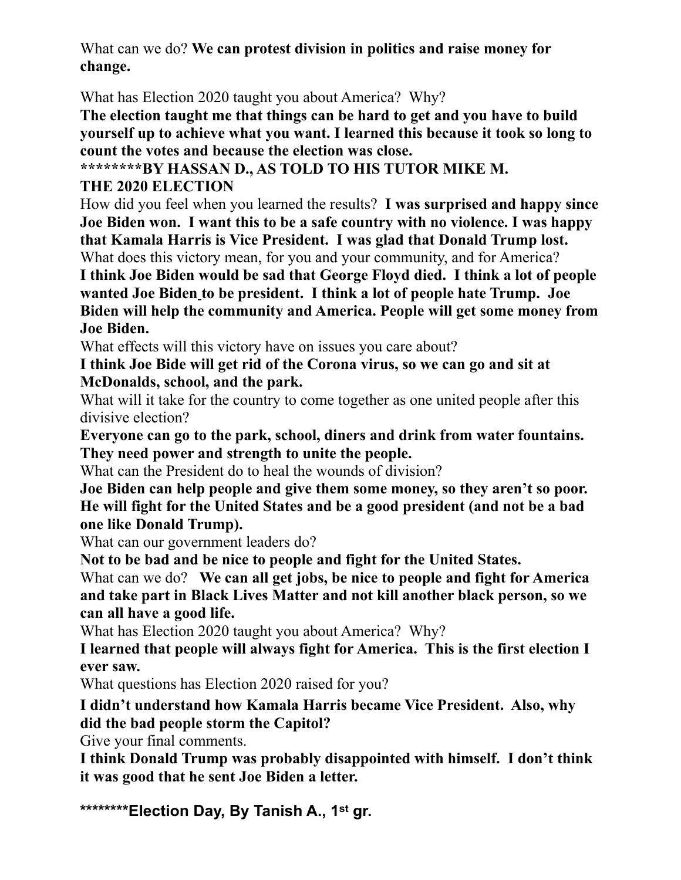What can we do? **We can protest division in politics and raise money for change.**

What has Election 2020 taught you about America? Why?

**The election taught me that things can be hard to get and you have to build yourself up to achieve what you want. I learned this because it took so long to count the votes and because the election was close.**

**********BY HASSAN D., AS TOLD TO HIS TUTOR MIKE M.**

**THE 2020 ELECTION**

How did you feel when you learned the results? **I was surprised and happy since Joe Biden won. I want this to be a safe country with no violence. I was happy that Kamala Harris is Vice President. I was glad that Donald Trump lost.**

What does this victory mean, for you and your community, and for America?

**I think Joe Biden would be sad that George Floyd died. I think a lot of people wanted Joe Biden to be president. I think a lot of people hate Trump. Joe Biden will help the community and America. People will get some money from Joe Biden.**

What effects will this victory have on issues you care about?

**I think Joe Bide will get rid of the Corona virus, so we can go and sit at McDonalds, school, and the park.**

What will it take for the country to come together as one united people after this divisive election?

**Everyone can go to the park, school, diners and drink from water fountains. They need power and strength to unite the people.**

What can the President do to heal the wounds of division?

**Joe Biden can help people and give them some money, so they aren't so poor. He will fight for the United States and be a good president (and not be a bad one like Donald Trump).**

What can our government leaders do?

**Not to be bad and be nice to people and fight for the United States.**

What can we do? **We can all get jobs, be nice to people and fight for America and take part in Black Lives Matter and not kill another black person, so we can all have a good life.**

What has Election 2020 taught you about America? Why?

**I learned that people will always fight for America. This is the first election I ever saw.**

What questions has Election 2020 raised for you?

**I didn't understand how Kamala Harris became Vice President. Also, why did the bad people storm the Capitol?**

Give your final comments.

**I think Donald Trump was probably disappointed with himself. I don't think it was good that he sent Joe Biden a letter.**

**********Election Day, By Tanish A., 1st gr.**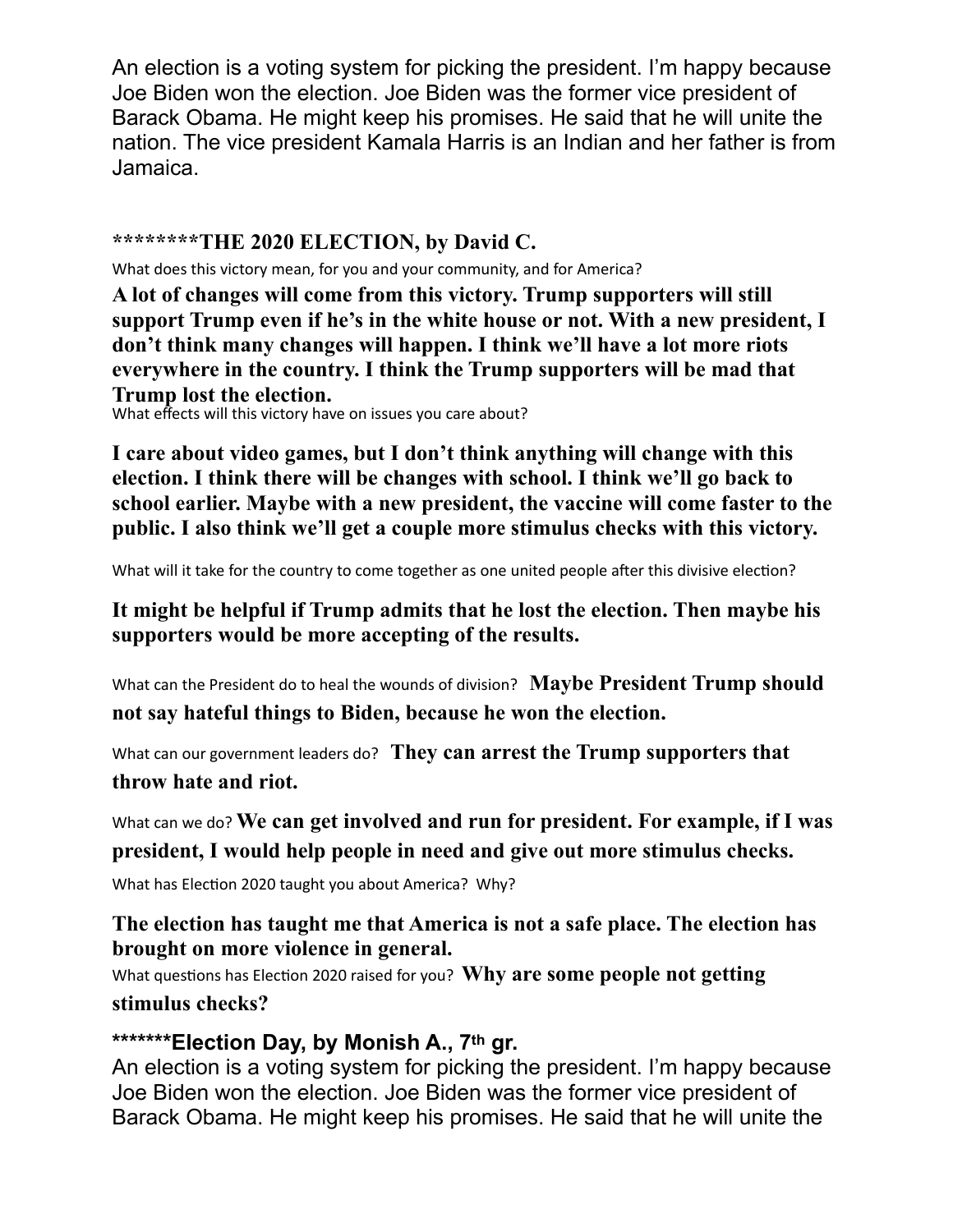An election is a voting system for picking the president. I'm happy because Joe Biden won the election. Joe Biden was the former vice president of Barack Obama. He might keep his promises. He said that he will unite the nation. The vice president Kamala Harris is an Indian and her father is from Jamaica.

## ********THE 2020 ELECTION, by David C.

What does this victory mean, for you and your community, and for America?

**A lot of changes will come from this victory. Trump supporters will still support Trump even if he's in the white house or not. With a new president, I don't think many changes will happen. I think we'll have a lot more riots everywhere in the country. I think the Trump supporters will be mad that Trump lost the election.**

What effects will this victory have on issues you care about?

**I care about video games, but I don't think anything will change with this election. I think there will be changes with school. I think we'll go back to school earlier. Maybe with a new president, the vaccine will come faster to the public. I also think we'll get a couple more stimulus checks with this victory.**

What will it take for the country to come together as one united people after this divisive election?

**It might be helpful if Trump admits that he lost the election. Then maybe his supporters would be more accepting of the results.**

What can the President do to heal the wounds of division? **Maybe President Trump should not say hateful things to Biden, because he won the election.**

What can our government leaders do? **They can arrest the Trump supporters that throw hate and riot.**

What can we do? **We can get involved and run for president. For example, if I was president, I would help people in need and give out more stimulus checks.**

What has Election 2020 taught you about America? Why?

**The election has taught me that America is not a safe place. The election has brought on more violence in general.**

What questions has Election 2020 raised for you? **Why are some people not getting stimulus checks?**

## *******Election Day, by Monish A., 7th gr.

An election is a voting system for picking the president. I'm happy because Joe Biden won the election. Joe Biden was the former vice president of Barack Obama. He might keep his promises. He said that he will unite the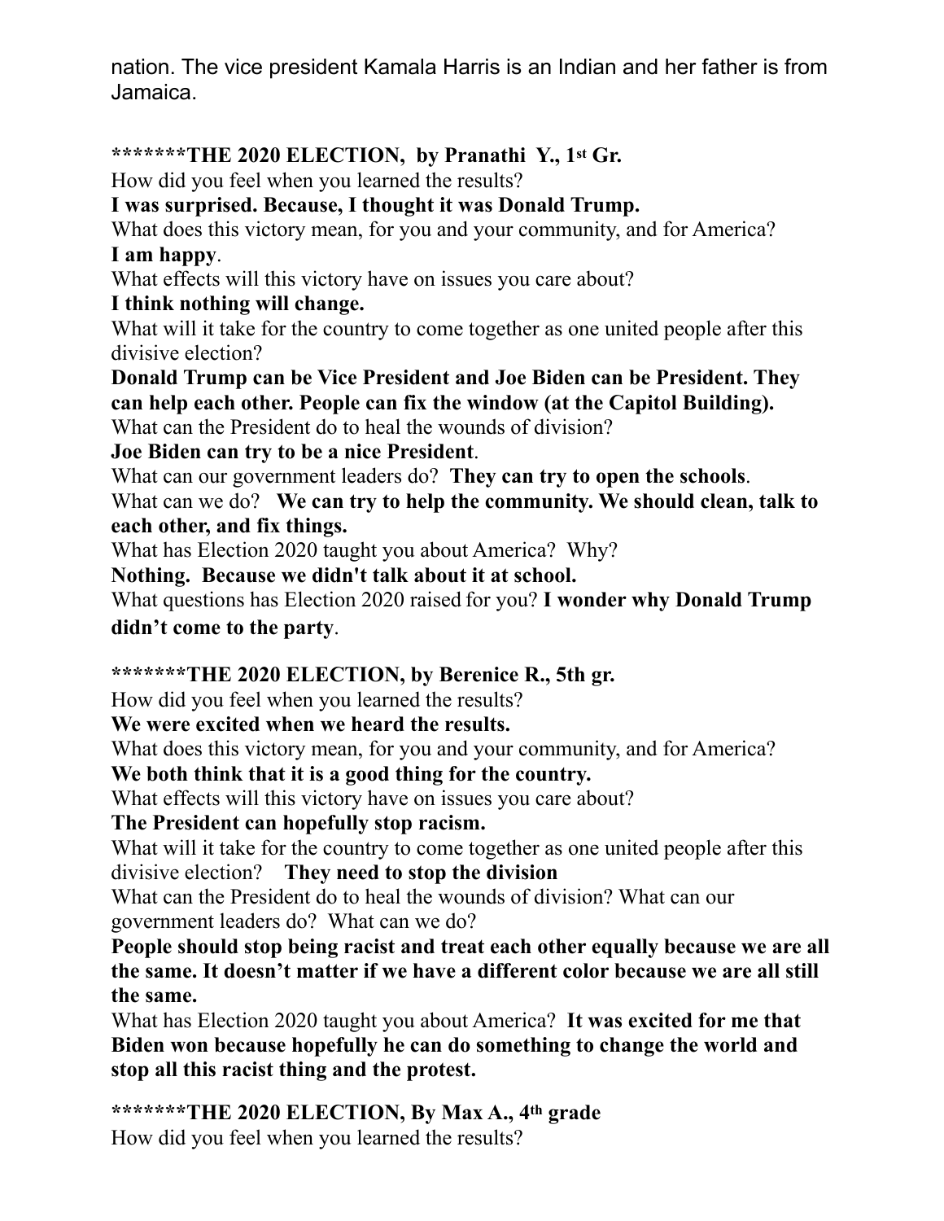nation. The vice president Kamala Harris is an Indian and her father is from Jamaica.

**\*\*\*\*\*\*\*THE 2020 ELECTION, by Pranathi Y., 1st Gr.**

How did you feel when you learned the results?

**I was surprised. Because, I thought it was Donald Trump.**

What does this victory mean, for you and your community, and for America?

**I am happy**.

What effects will this victory have on issues you care about?

**I think nothing will change.**

What will it take for the country to come together as one united people after this divisive election?

**Donald Trump can be Vice President and Joe Biden can be President. They can help each other. People can fix the window (at the Capitol Building).**

What can the President do to heal the wounds of division?

**Joe Biden can try to be a nice President**.

What can our government leaders do? **They can try to open the schools**.

What can we do? **We can try to help the community. We should clean, talk to each other, and fix things.**

What has Election 2020 taught you about America? Why?

**Nothing. Because we didn't talk about it at school.**

What questions has Election 2020 raised for you? **I wonder why Donald Trump didn't come to the party**.

**\*\*\*\*\*\*\*THE 2020 ELECTION, by Berenice R., 5th gr.**

How did you feel when you learned the results?

**We were excited when we heard the results.**

What does this victory mean, for you and your community, and for America?

**We both think that it is a good thing for the country.**

What effects will this victory have on issues you care about?

**The President can hopefully stop racism.**

What will it take for the country to come together as one united people after this divisive election? **They need to stop the division**

What can the President do to heal the wounds of division? What can our government leaders do? What can we do?

**People should stop being racist and treat each other equally because we are all the same. It doesn't matter if we have a different color because we are all still the same.**

What has Election 2020 taught you about America? **It was excited for me that Biden won because hopefully he can do something to change the world and stop all this racist thing and the protest.**

**\*\*\*\*\*\*\*THE 2020 ELECTION, By Max A., 4th grade**

How did you feel when you learned the results?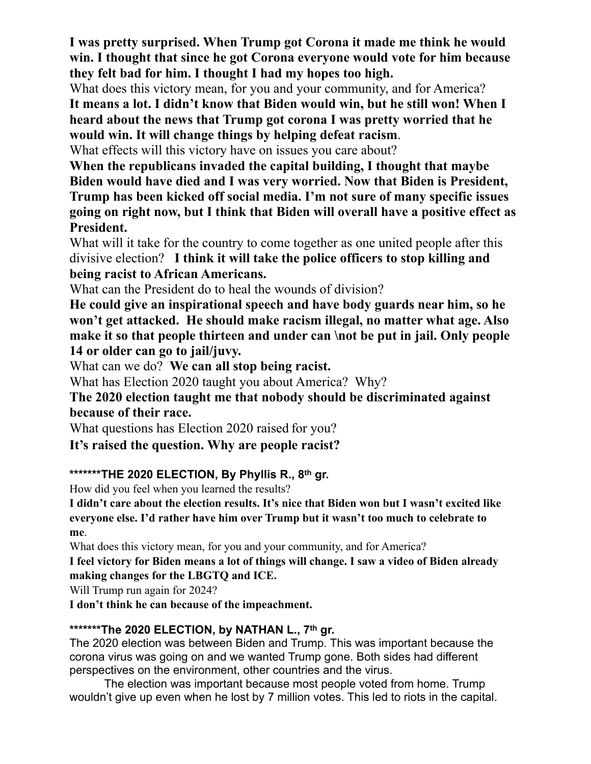**I was pretty surprised. When Trump got Corona it made me think he would win. I thought that since he got Corona everyone would vote for him because they felt bad for him. I thought I had my hopes too high.**

What does this victory mean, for you and your community, and for America?

**It means a lot. I didn't know that Biden would win, but he still won! When I heard about the news that Trump got corona I was pretty worried that he would win. It will change things by helping defeat racism**.

What effects will this victory have on issues you care about?

**When the republicans invaded the capital building, I thought that maybe Biden would have died and I was very worried. Now that Biden is President, Trump has been kicked off social media. I'm not sure of many specific issues going on right now, but I think that Biden will overall have a positive effect as President.**

What will it take for the country to come together as one united people after this divisive election? **I think it will take the police officers to stop killing and being racist to African Americans.**

What can the President do to heal the wounds of division?

**He could give an inspirational speech and have body guards near him, so he won't get attacked. He should make racism illegal, no matter what age. Also make it so that people thirteen and under can \not be put in jail. Only people 14 or older can go to jail/juvy.**

What can we do? **We can all stop being racist.**

What has Election 2020 taught you about America? Why?

**The 2020 election taught me that nobody should be discriminated against because of their race.**

What questions has Election 2020 raised for you?

**It's raised the question. Why are people racist?**

### *******THE 2020 ELECTION, By Phyllis R., 8th gr.

How did you feel when you learned the results?

**I didn't care about the election results. It's nice that Biden won but I wasn't excited like everyone else. I'd rather have him over Trump but it wasn't too much to celebrate to me**.

What does this victory mean, for you and your community, and for America?

**I feel victory for Biden means a lot of things will change. I saw a video of Biden already making changes for the LBGTQ and ICE.**

Will Trump run again for 2024?

**I don't think he can because of the impeachment.**

### *******The 2020 ELECTION, by NATHAN L., 7th gr.

The 2020 election was between Biden and Trump. This was important because the corona virus was going on and we wanted Trump gone. Both sides had different perspectives on the environment, other countries and the virus.

The election was important because most people voted from home. Trump wouldn't give up even when he lost by 7 million votes. This led to riots in the capital.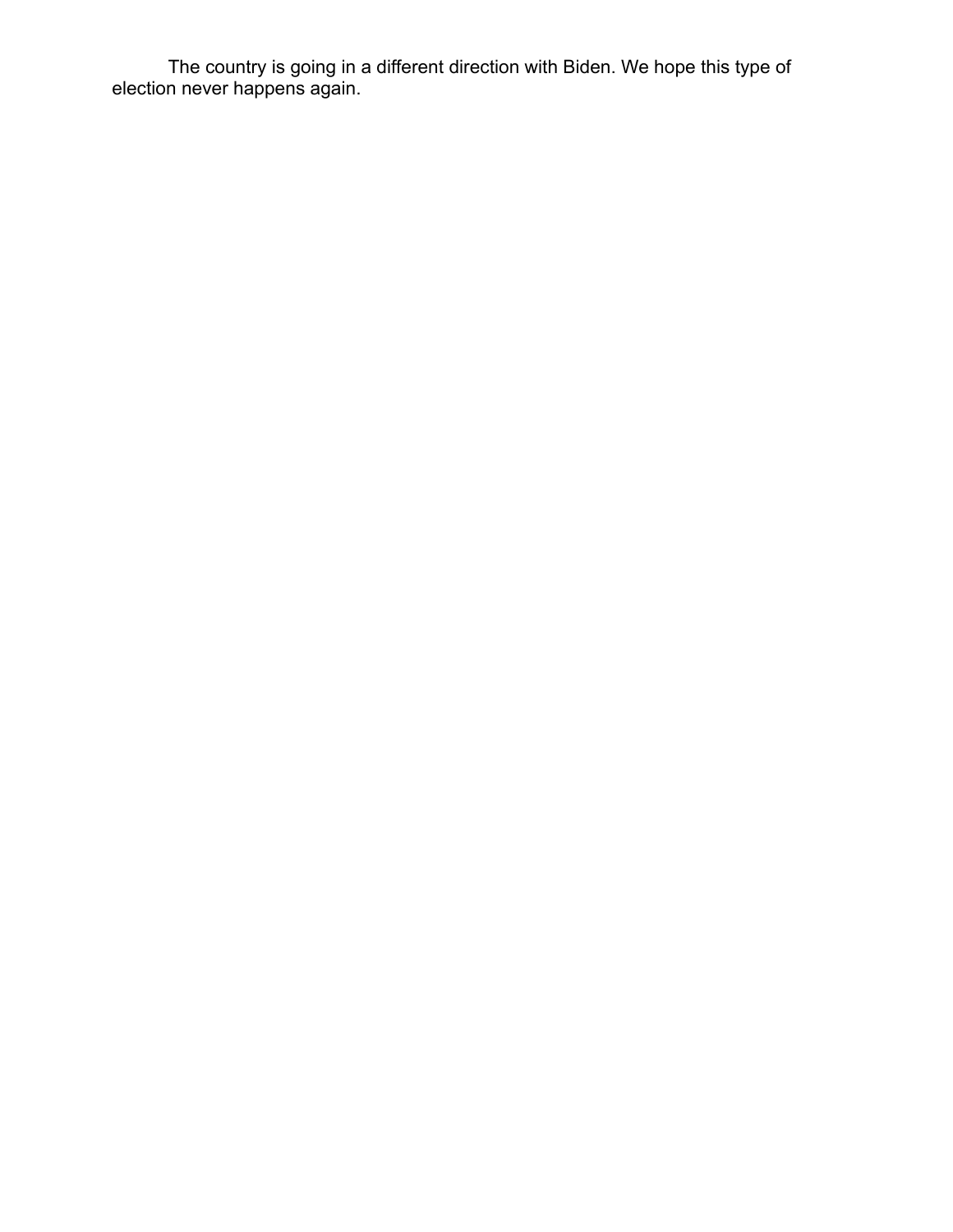The country is going in a different direction with Biden. We hope this type of election never happens again.